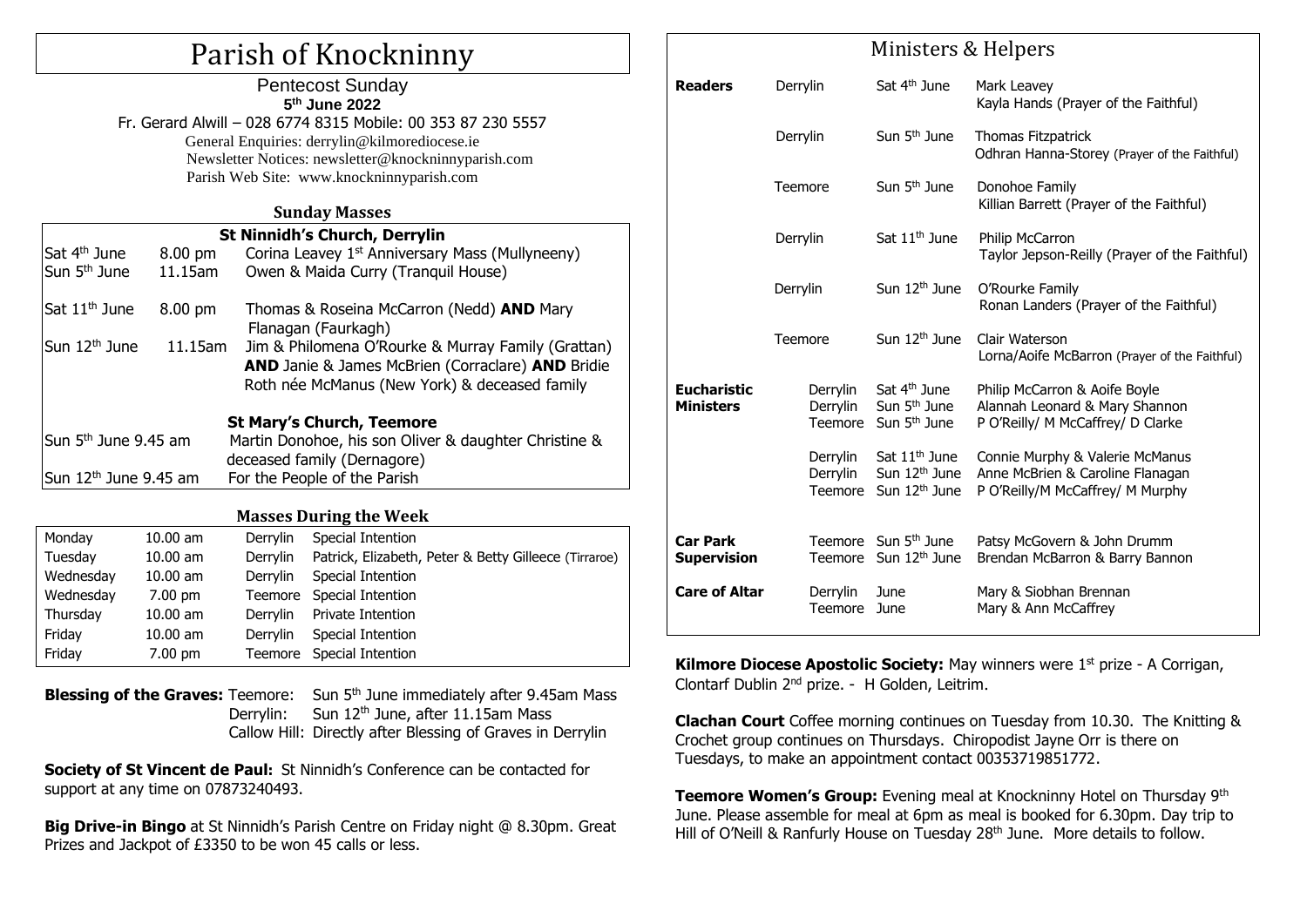# Parish of Knockninny

**Pentecost Sunday**
**5th June 2022**

Fr. Gerard Alwill – 028 6774 8315 Mobile: 00 353 87 230 5557
General Enquiries: derrylin@kilmorediocese.ie
Newsletter Notices: newsletter@knockninnyparish.com
Parish Web Site: www.knockninnyparish.com

## Sunday Masses

### St Ninnidh's Church, Derrylin

| Date | Time | Intention |
|---|---|---|
| Sat 4th June | 8.00 pm | Corina Leavey 1st Anniversary Mass (Mullyneeny) |
| Sun 5th June | 11.15am | Owen & Maida Curry (Tranquil House) |
| Sat 11th June | 8.00 pm | Thomas & Roseina McCarron (Nedd) **AND** Mary Flanagan (Faurkagh) |
| Sun 12th June | 11.15am | Jim & Philomena O'Rourke & Murray Family (Grattan) **AND** Janie & James McBrien (Corraclare) **AND** Bridie Roth née McManus (New York) & deceased family |

### St Mary's Church, Teemore

| Date | Intention |
|---|---|
| Sun 5th June 9.45 am | Martin Donohoe, his son Oliver & daughter Christine & deceased family (Dernagore) |
| Sun 12th June 9.45 am | For the People of the Parish |

## Masses During the Week

| Day | Time | Church | Intention |
|---|---|---|---|
| Monday | 10.00 am | Derrylin | Special Intention |
| Tuesday | 10.00 am | Derrylin | Patrick, Elizabeth, Peter & Betty Gilleece (Tirraroe) |
| Wednesday | 10.00 am | Derrylin | Special Intention |
| Wednesday | 7.00 pm | Teemore | Special Intention |
| Thursday | 10.00 am | Derrylin | Private Intention |
| Friday | 10.00 am | Derrylin | Special Intention |
| Friday | 7.00 pm | Teemore | Special Intention |

**Blessing of the Graves:** Teemore: Sun 5th June immediately after 9.45am Mass
Derrylin: Sun 12th June, after 11.15am Mass
Callow Hill: Directly after Blessing of Graves in Derrylin

**Society of St Vincent de Paul:** St Ninnidh's Conference can be contacted for support at any time on 07873240493.

**Big Drive-in Bingo** at St Ninnidh's Parish Centre on Friday night @ 8.30pm. Great Prizes and Jackpot of £3350 to be won 45 calls or less.

## Ministers & Helpers

| Role | Church | Date | Names |
|---|---|---|---|
| **Readers** | Derrylin | Sat 4th June | Mark Leavey<br>Kayla Hands (Prayer of the Faithful) |
| | Derrylin | Sun 5th June | Thomas Fitzpatrick<br>Odhran Hanna-Storey (Prayer of the Faithful) |
| | Teemore | Sun 5th June | Donohoe Family<br>Killian Barrett (Prayer of the Faithful) |
| | Derrylin | Sat 11th June | Philip McCarron<br>Taylor Jepson-Reilly (Prayer of the Faithful) |
| | Derrylin | Sun 12th June | O'Rourke Family<br>Ronan Landers (Prayer of the Faithful) |
| | Teemore | Sun 12th June | Clair Waterson<br>Lorna/Aoife McBarron (Prayer of the Faithful) |
| **Eucharistic Ministers** | Derrylin | Sat 4th June | Philip McCarron & Aoife Boyle |
| | Derrylin | Sun 5th June | Alannah Leonard & Mary Shannon |
| | Teemore | Sun 5th June | P O'Reilly/ M McCaffrey/ D Clarke |
| | Derrylin | Sat 11th June | Connie Murphy & Valerie McManus |
| | Derrylin | Sun 12th June | Anne McBrien & Caroline Flanagan |
| | Teemore | Sun 12th June | P O'Reilly/M McCaffrey/ M Murphy |
| **Car Park Supervision** | Teemore | Sun 5th June | Patsy McGovern & John Drumm |
| | Teemore | Sun 12th June | Brendan McBarron & Barry Bannon |
| **Care of Altar** | Derrylin | June | Mary & Siobhan Brennan |
| | Teemore | June | Mary & Ann McCaffrey |

**Kilmore Diocese Apostolic Society:** May winners were 1st prize - A Corrigan, Clontarf Dublin 2nd prize. - H Golden, Leitrim.

**Clachan Court** Coffee morning continues on Tuesday from 10.30. The Knitting & Crochet group continues on Thursdays. Chiropodist Jayne Orr is there on Tuesdays, to make an appointment contact 00353719851772.

**Teemore Women's Group:** Evening meal at Knockninny Hotel on Thursday 9th June. Please assemble for meal at 6pm as meal is booked for 6.30pm. Day trip to Hill of O'Neill & Ranfurly House on Tuesday 28th June. More details to follow.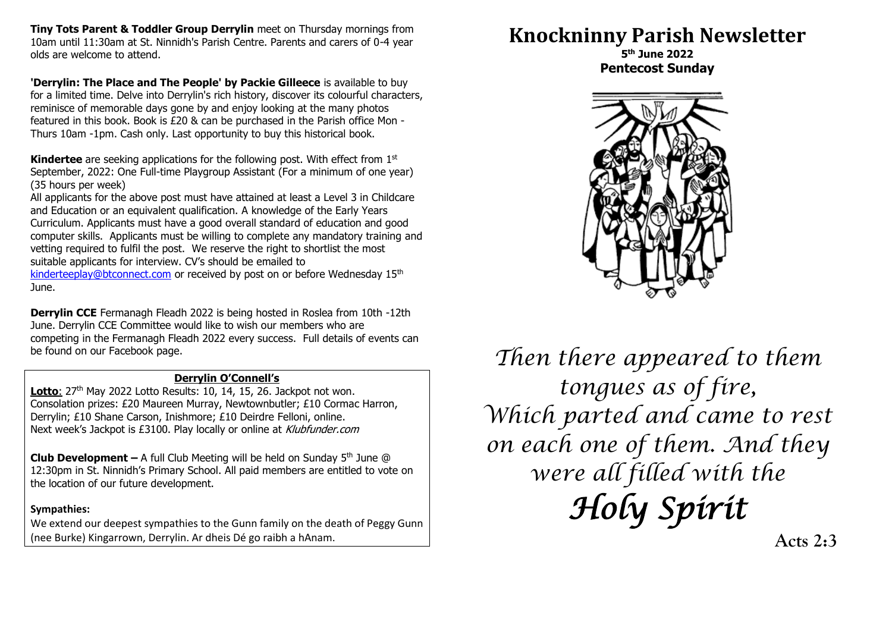**Tiny Tots Parent & Toddler Group Derrylin** meet on Thursday mornings from 10am until 11:30am at St. Ninnidh's Parish Centre. Parents and carers of 0-4 year olds are welcome to attend.

**'Derrylin: The Place and The People' by Packie Gilleece** is available to buy for a limited time. Delve into Derrylin's rich history, discover its colourful characters, reminisce of memorable days gone by and enjoy looking at the many photos featured in this book. Book is £20 & can be purchased in the Parish office Mon - Thurs 10am -1pm. Cash only. Last opportunity to buy this historical book.

**Kindertee** are seeking applications for the following post. With effect from 1st September, 2022: One Full-time Playgroup Assistant (For a minimum of one year) (35 hours per week)

All applicants for the above post must have attained at least a Level 3 in Childcare and Education or an equivalent qualification. A knowledge of the Early Years Curriculum. Applicants must have a good overall standard of education and good computer skills. Applicants must be willing to complete any mandatory training and vetting required to fulfil the post. We reserve the right to shortlist the most suitable applicants for interview. CV's should be emailed to kinderteeplay@btconnect.com or received by post on or before Wednesday 15th June.

**Derrylin CCE** Fermanagh Fleadh 2022 is being hosted in Roslea from 10th -12th June. Derrylin CCE Committee would like to wish our members who are competing in the Fermanagh Fleadh 2022 every success. Full details of events can be found on our Facebook page.

## Derrylin O'Connell's

**Lotto**: 27th May 2022 Lotto Results: 10, 14, 15, 26. Jackpot not won. Consolation prizes: £20 Maureen Murray, Newtownbutler; £10 Cormac Harron, Derrylin; £10 Shane Carson, Inishmore; £10 Deirdre Felloni, online. Next week's Jackpot is £3100. Play locally or online at *Klubfunder.com*

**Club Development –** A full Club Meeting will be held on Sunday 5th June @ 12:30pm in St. Ninnidh's Primary School. All paid members are entitled to vote on the location of our future development.

**Sympathies:**

We extend our deepest sympathies to the Gunn family on the death of Peggy Gunn (nee Burke) Kingarrown, Derrylin. Ar dheis Dé go raibh a hAnam.

# Knockninny Parish Newsletter

**5th June 2022**

**Pentecost Sunday**

*Then there appeared to them tongues as of fire, Which parted and came to rest on each one of them. And they were all filled with the*

*Holy Spirit*

**Acts 2:3**